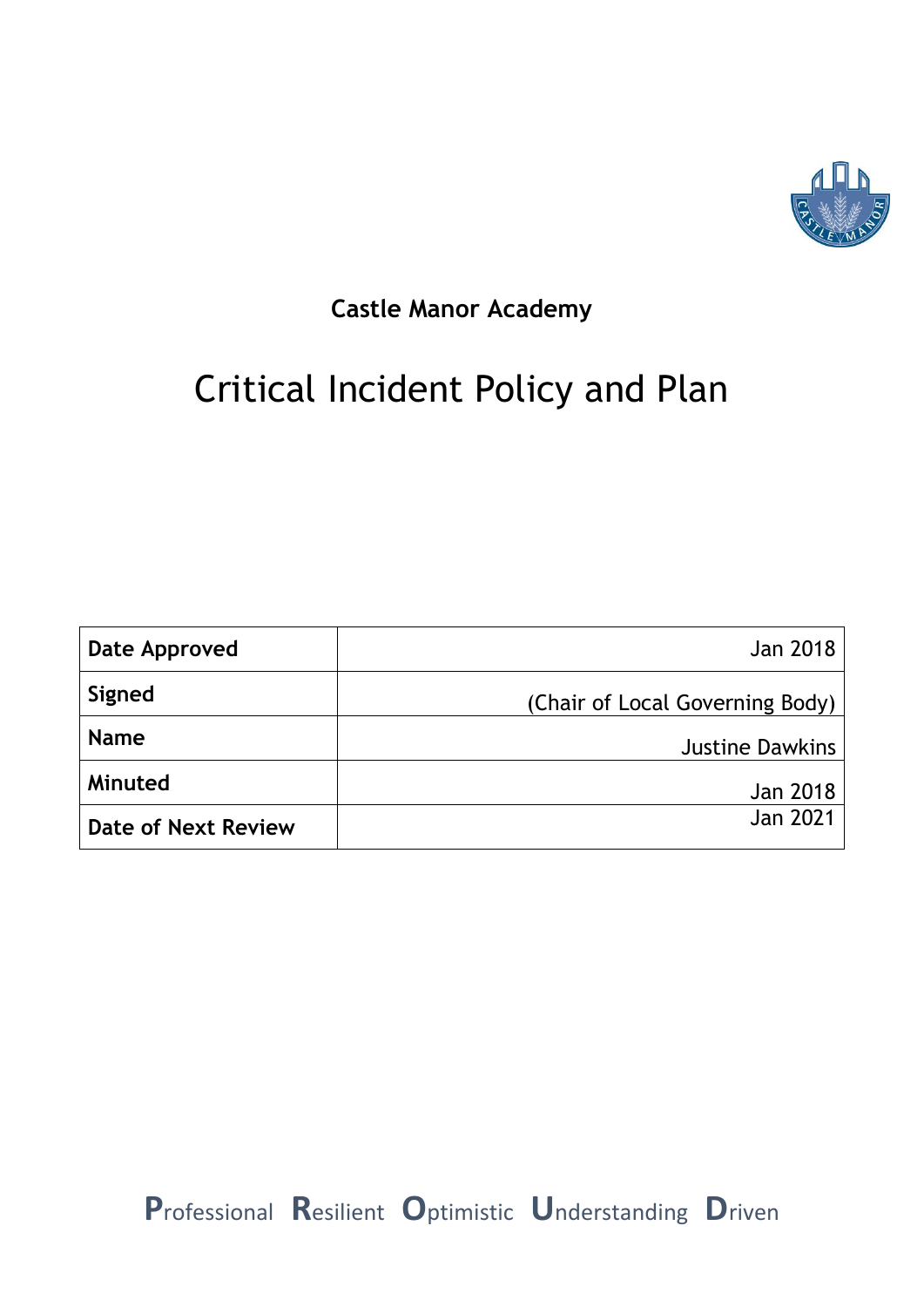**Castle Manor Academy**

# Critical Incident Policy and Plan

| | |
|---|---|
| **Date Approved** | Jan 2018 |
| **Signed** | (Chair of Local Governing Body) |
| **Name** | Justine Dawkins |
| **Minuted** | Jan 2018 |
| **Date of Next Review** | Jan 2021 |

**P**rofessional **R**esilient **O**ptimistic **U**nderstanding **D**riven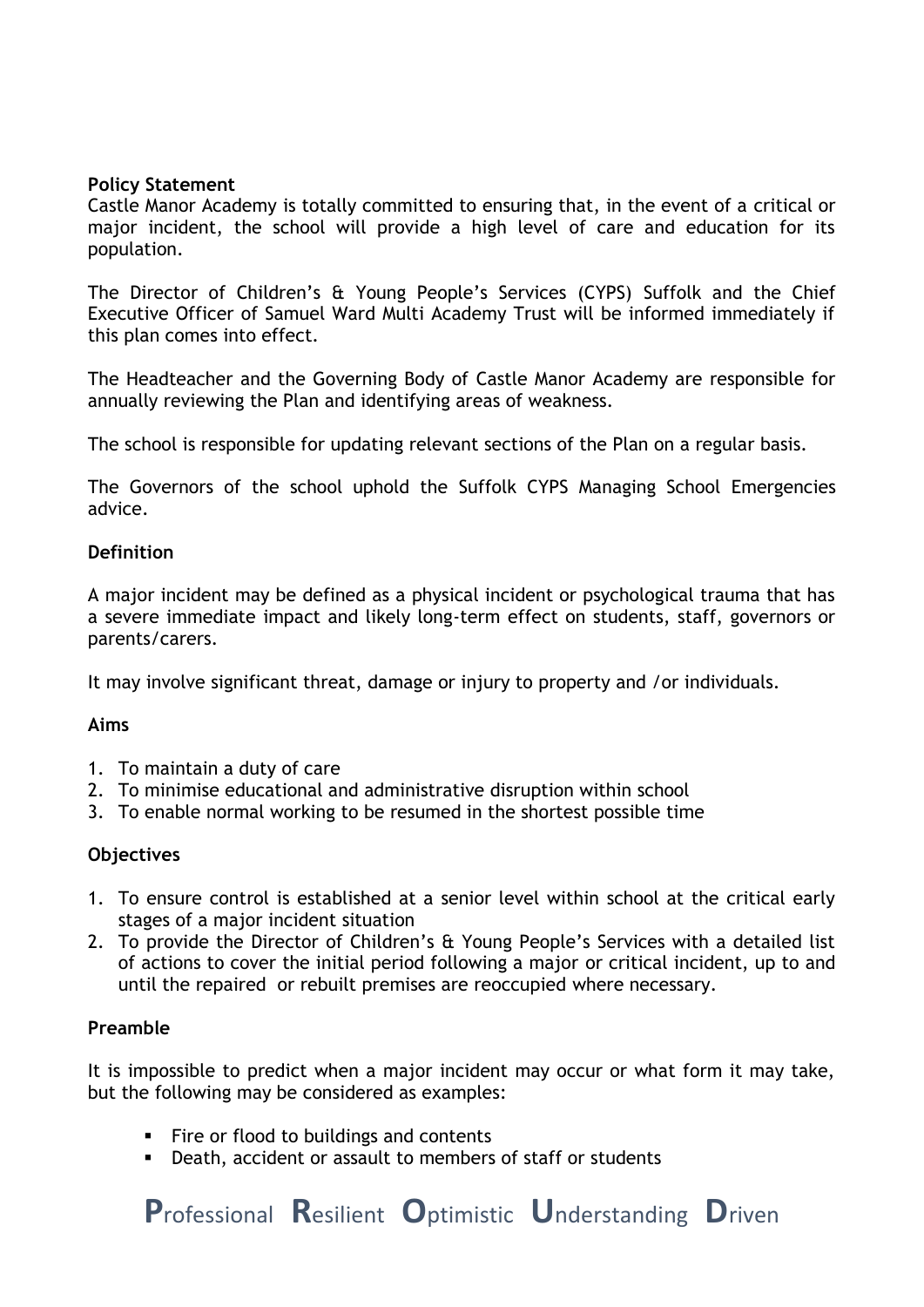**Policy Statement**

Castle Manor Academy is totally committed to ensuring that, in the event of a critical or major incident, the school will provide a high level of care and education for its population.

The Director of Children's & Young People's Services (CYPS) Suffolk and the Chief Executive Officer of Samuel Ward Multi Academy Trust will be informed immediately if this plan comes into effect.

The Headteacher and the Governing Body of Castle Manor Academy are responsible for annually reviewing the Plan and identifying areas of weakness.

The school is responsible for updating relevant sections of the Plan on a regular basis.

The Governors of the school uphold the Suffolk CYPS Managing School Emergencies advice.

**Definition**

A major incident may be defined as a physical incident or psychological trauma that has a severe immediate impact and likely long-term effect on students, staff, governors or parents/carers.

It may involve significant threat, damage or injury to property and /or individuals.

**Aims**

1. To maintain a duty of care
2. To minimise educational and administrative disruption within school
3. To enable normal working to be resumed in the shortest possible time

**Objectives**

1. To ensure control is established at a senior level within school at the critical early stages of a major incident situation
2. To provide the Director of Children's & Young People's Services with a detailed list of actions to cover the initial period following a major or critical incident, up to and until the repaired or rebuilt premises are reoccupied where necessary.

**Preamble**

It is impossible to predict when a major incident may occur or what form it may take, but the following may be considered as examples:

- Fire or flood to buildings and contents
- Death, accident or assault to members of staff or students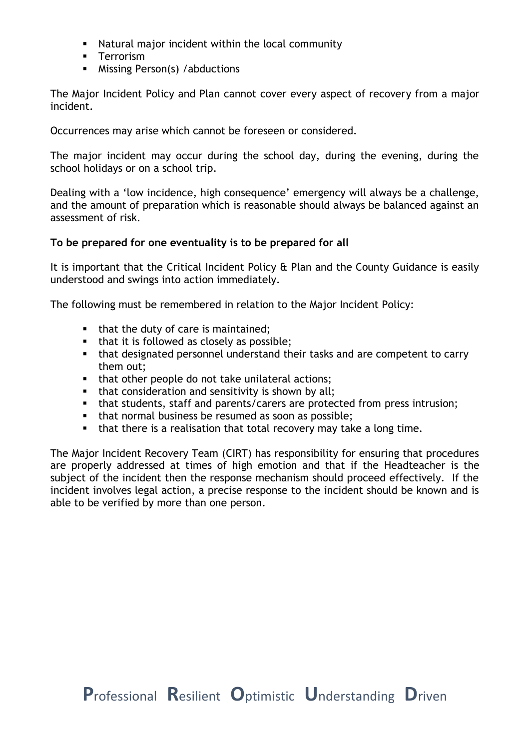- Natural major incident within the local community
- Terrorism
- Missing Person(s) /abductions

The Major Incident Policy and Plan cannot cover every aspect of recovery from a major incident.

Occurrences may arise which cannot be foreseen or considered.

The major incident may occur during the school day, during the evening, during the school holidays or on a school trip.

Dealing with a 'low incidence, high consequence' emergency will always be a challenge, and the amount of preparation which is reasonable should always be balanced against an assessment of risk.

**To be prepared for one eventuality is to be prepared for all**

It is important that the Critical Incident Policy & Plan and the County Guidance is easily understood and swings into action immediately.

The following must be remembered in relation to the Major Incident Policy:

- that the duty of care is maintained;
- that it is followed as closely as possible;
- that designated personnel understand their tasks and are competent to carry them out;
- that other people do not take unilateral actions;
- that consideration and sensitivity is shown by all;
- that students, staff and parents/carers are protected from press intrusion;
- that normal business be resumed as soon as possible;
- that there is a realisation that total recovery may take a long time.

The Major Incident Recovery Team (CIRT) has responsibility for ensuring that procedures are properly addressed at times of high emotion and that if the Headteacher is the subject of the incident then the response mechanism should proceed effectively. If the incident involves legal action, a precise response to the incident should be known and is able to be verified by more than one person.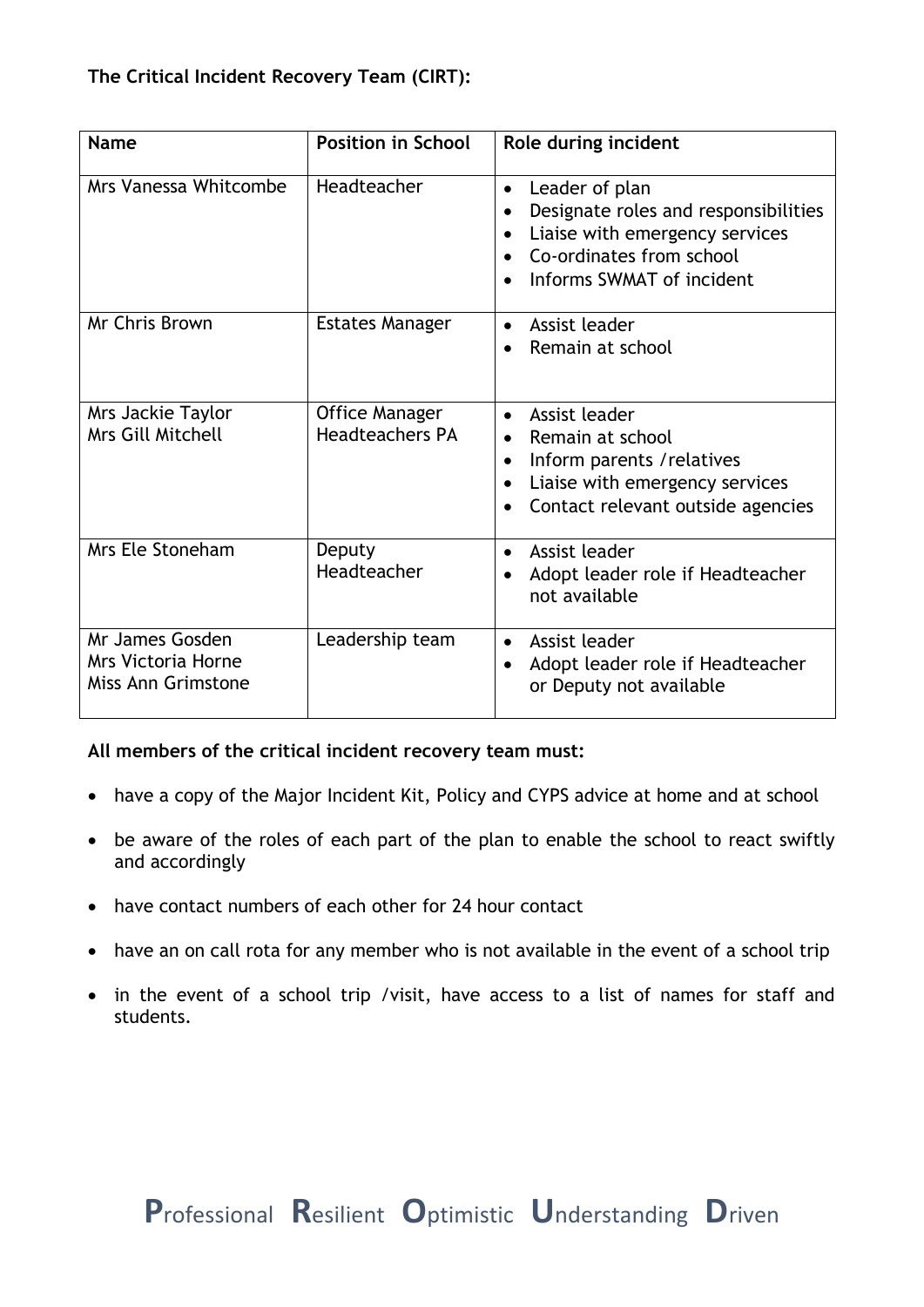**The Critical Incident Recovery Team (CIRT):**

| Name | Position in School | Role during incident |
|---|---|---|
| Mrs Vanessa Whitcombe | Headteacher | • Leader of plan<br>• Designate roles and responsibilities<br>• Liaise with emergency services<br>• Co-ordinates from school<br>• Informs SWMAT of incident |
| Mr Chris Brown | Estates Manager | • Assist leader<br>• Remain at school |
| Mrs Jackie Taylor<br>Mrs Gill Mitchell | Office Manager<br>Headteachers PA | • Assist leader<br>• Remain at school<br>• Inform parents /relatives<br>• Liaise with emergency services<br>• Contact relevant outside agencies |
| Mrs Ele Stoneham | Deputy Headteacher | • Assist leader<br>• Adopt leader role if Headteacher not available |
| Mr James Gosden<br>Mrs Victoria Horne<br>Miss Ann Grimstone | Leadership team | • Assist leader<br>• Adopt leader role if Headteacher or Deputy not available |

**All members of the critical incident recovery team must:**

- have a copy of the Major Incident Kit, Policy and CYPS advice at home and at school
- be aware of the roles of each part of the plan to enable the school to react swiftly and accordingly
- have contact numbers of each other for 24 hour contact
- have an on call rota for any member who is not available in the event of a school trip
- in the event of a school trip /visit, have access to a list of names for staff and students.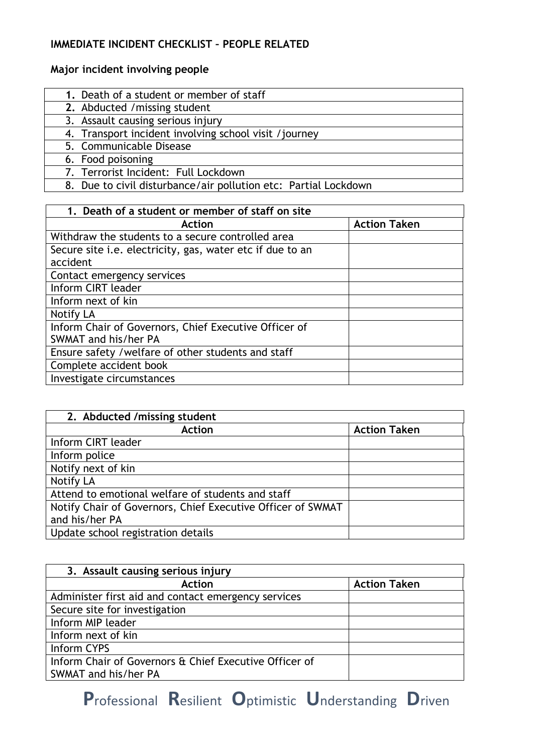**IMMEDIATE INCIDENT CHECKLIST – PEOPLE RELATED**

**Major incident involving people**

| |
|---|
| **1.** Death of a student or member of staff |
| **2.** Abducted /missing student |
| 3. Assault causing serious injury |
| 4. Transport incident involving school visit /journey |
| 5. Communicable Disease |
| 6. Food poisoning |
| 7. Terrorist Incident: Full Lockdown |
| 8. Due to civil disturbance/air pollution etc: Partial Lockdown |

| **1. Death of a student or member of staff on site** | |
|---|---|
| **Action** | **Action Taken** |
| Withdraw the students to a secure controlled area | |
| Secure site i.e. electricity, gas, water etc if due to an accident | |
| Contact emergency services | |
| Inform CIRT leader | |
| Inform next of kin | |
| Notify LA | |
| Inform Chair of Governors, Chief Executive Officer of SWMAT and his/her PA | |
| Ensure safety /welfare of other students and staff | |
| Complete accident book | |
| Investigate circumstances | |

| **2. Abducted /missing student** | |
|---|---|
| **Action** | **Action Taken** |
| Inform CIRT leader | |
| Inform police | |
| Notify next of kin | |
| Notify LA | |
| Attend to emotional welfare of students and staff | |
| Notify Chair of Governors, Chief Executive Officer of SWMAT and his/her PA | |
| Update school registration details | |

| **3. Assault causing serious injury** | |
|---|---|
| **Action** | **Action Taken** |
| Administer first aid and contact emergency services | |
| Secure site for investigation | |
| Inform MIP leader | |
| Inform next of kin | |
| Inform CYPS | |
| Inform Chair of Governors & Chief Executive Officer of SWMAT and his/her PA | |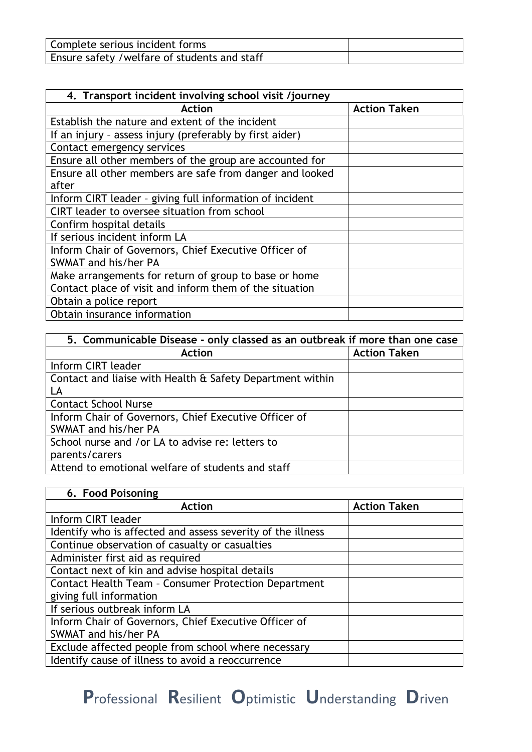| | |
|---|---|
| Complete serious incident forms | |
| Ensure safety /welfare of students and staff | |

| 4. Transport incident involving school visit /journey | |
|---|---|
| **Action** | **Action Taken** |
| Establish the nature and extent of the incident | |
| If an injury – assess injury (preferably by first aider) | |
| Contact emergency services | |
| Ensure all other members of the group are accounted for | |
| Ensure all other members are safe from danger and looked after | |
| Inform CIRT leader – giving full information of incident | |
| CIRT leader to oversee situation from school | |
| Confirm hospital details | |
| If serious incident inform LA | |
| Inform Chair of Governors, Chief Executive Officer of SWMAT and his/her PA | |
| Make arrangements for return of group to base or home | |
| Contact place of visit and inform them of the situation | |
| Obtain a police report | |
| Obtain insurance information | |

| 5. Communicable Disease - only classed as an outbreak if more than one case | |
|---|---|
| **Action** | **Action Taken** |
| Inform CIRT leader | |
| Contact and liaise with Health & Safety Department within LA | |
| Contact School Nurse | |
| Inform Chair of Governors, Chief Executive Officer of SWMAT and his/her PA | |
| School nurse and /or LA to advise re: letters to parents/carers | |
| Attend to emotional welfare of students and staff | |

| 6. Food Poisoning | |
|---|---|
| **Action** | **Action Taken** |
| Inform CIRT leader | |
| Identify who is affected and assess severity of the illness | |
| Continue observation of casualty or casualties | |
| Administer first aid as required | |
| Contact next of kin and advise hospital details | |
| Contact Health Team – Consumer Protection Department giving full information | |
| If serious outbreak inform LA | |
| Inform Chair of Governors, Chief Executive Officer of SWMAT and his/her PA | |
| Exclude affected people from school where necessary | |
| Identify cause of illness to avoid a reoccurrence | |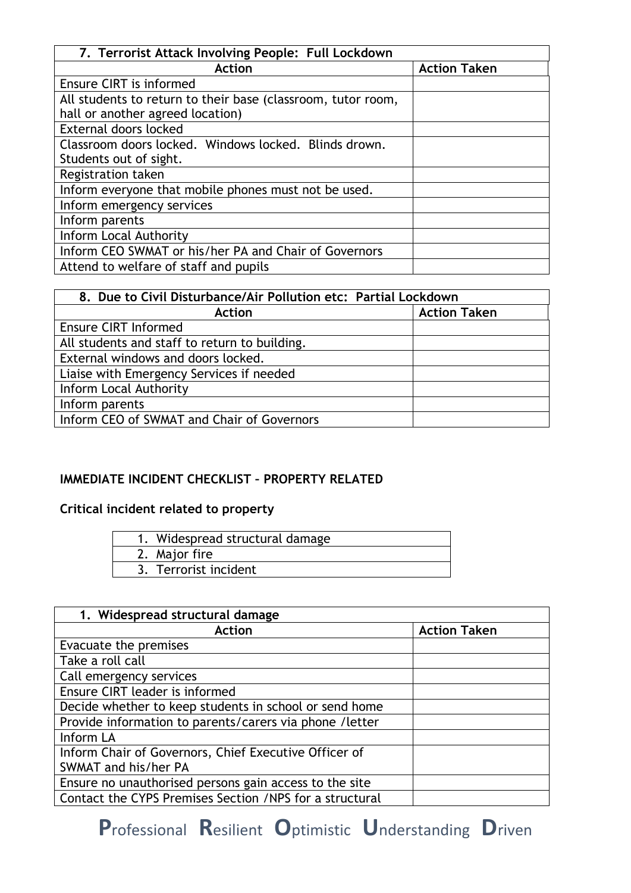| 7. Terrorist Attack Involving People: Full Lockdown | |
|---|---|
| **Action** | **Action Taken** |
| Ensure CIRT is informed | |
| All students to return to their base (classroom, tutor room, hall or another agreed location) | |
| External doors locked | |
| Classroom doors locked. Windows locked. Blinds drawn. Students out of sight. | |
| Registration taken | |
| Inform everyone that mobile phones must not be used. | |
| Inform emergency services | |
| Inform parents | |
| Inform Local Authority | |
| Inform CEO SWMAT or his/her PA and Chair of Governors | |
| Attend to welfare of staff and pupils | |

| 8. Due to Civil Disturbance/Air Pollution etc: Partial Lockdown | |
|---|---|
| **Action** | **Action Taken** |
| Ensure CIRT Informed | |
| All students and staff to return to building. | |
| External windows and doors locked. | |
| Liaise with Emergency Services if needed | |
| Inform Local Authority | |
| Inform parents | |
| Inform CEO of SWMAT and Chair of Governors | |

**IMMEDIATE INCIDENT CHECKLIST – PROPERTY RELATED**

**Critical incident related to property**

| |
|---|
| 1. Widespread structural damage |
| 2. Major fire |
| 3. Terrorist incident |

| 1. Widespread structural damage | |
|---|---|
| **Action** | **Action Taken** |
| Evacuate the premises | |
| Take a roll call | |
| Call emergency services | |
| Ensure CIRT leader is informed | |
| Decide whether to keep students in school or send home | |
| Provide information to parents/carers via phone /letter | |
| Inform LA | |
| Inform Chair of Governors, Chief Executive Officer of SWMAT and his/her PA | |
| Ensure no unauthorised persons gain access to the site | |
| Contact the CYPS Premises Section /NPS for a structural | |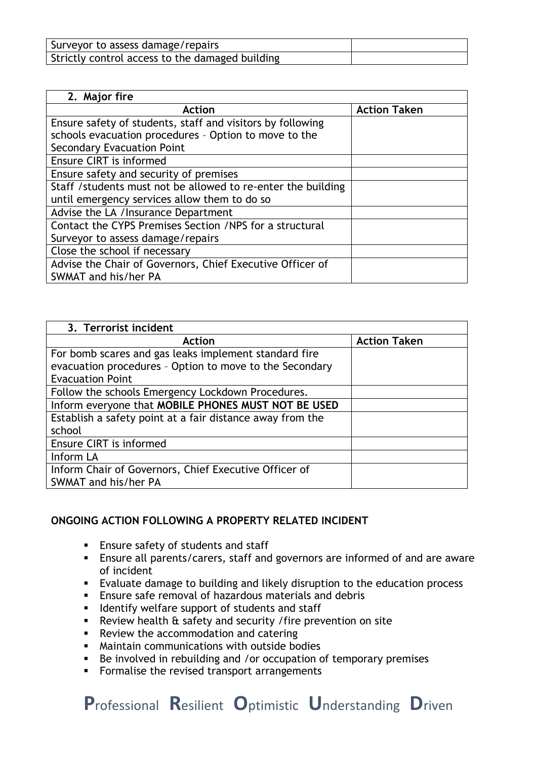| Surveyor to assess damage/repairs | |
|---|---|
| Strictly control access to the damaged building | |

| 2. Major fire | |
|---|---|
| **Action** | **Action Taken** |
| Ensure safety of students, staff and visitors by following schools evacuation procedures – Option to move to the Secondary Evacuation Point | |
| Ensure CIRT is informed | |
| Ensure safety and security of premises | |
| Staff /students must not be allowed to re-enter the building until emergency services allow them to do so | |
| Advise the LA /Insurance Department | |
| Contact the CYPS Premises Section /NPS for a structural Surveyor to assess damage/repairs | |
| Close the school if necessary | |
| Advise the Chair of Governors, Chief Executive Officer of SWMAT and his/her PA | |

| 3. Terrorist incident | |
|---|---|
| **Action** | **Action Taken** |
| For bomb scares and gas leaks implement standard fire evacuation procedures – Option to move to the Secondary Evacuation Point | |
| Follow the schools Emergency Lockdown Procedures. | |
| Inform everyone that **MOBILE PHONES MUST NOT BE USED** | |
| Establish a safety point at a fair distance away from the school | |
| Ensure CIRT is informed | |
| Inform LA | |
| Inform Chair of Governors, Chief Executive Officer of SWMAT and his/her PA | |

**ONGOING ACTION FOLLOWING A PROPERTY RELATED INCIDENT**

- Ensure safety of students and staff
- Ensure all parents/carers, staff and governors are informed of and are aware of incident
- Evaluate damage to building and likely disruption to the education process
- Ensure safe removal of hazardous materials and debris
- Identify welfare support of students and staff
- Review health & safety and security /fire prevention on site
- Review the accommodation and catering
- Maintain communications with outside bodies
- Be involved in rebuilding and /or occupation of temporary premises
- Formalise the revised transport arrangements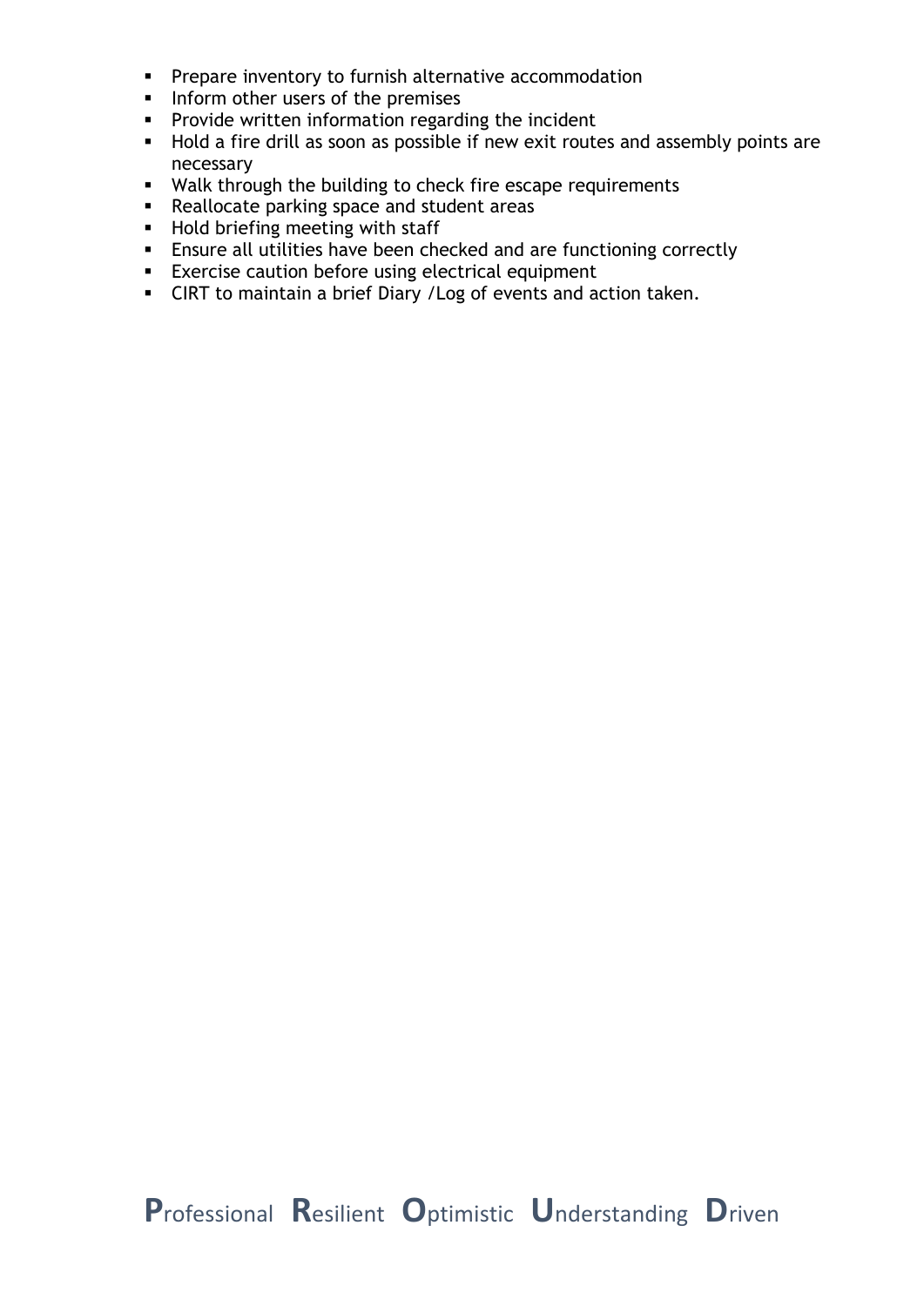- Prepare inventory to furnish alternative accommodation
- Inform other users of the premises
- Provide written information regarding the incident
- Hold a fire drill as soon as possible if new exit routes and assembly points are necessary
- Walk through the building to check fire escape requirements
- Reallocate parking space and student areas
- Hold briefing meeting with staff
- Ensure all utilities have been checked and are functioning correctly
- Exercise caution before using electrical equipment
- CIRT to maintain a brief Diary /Log of events and action taken.